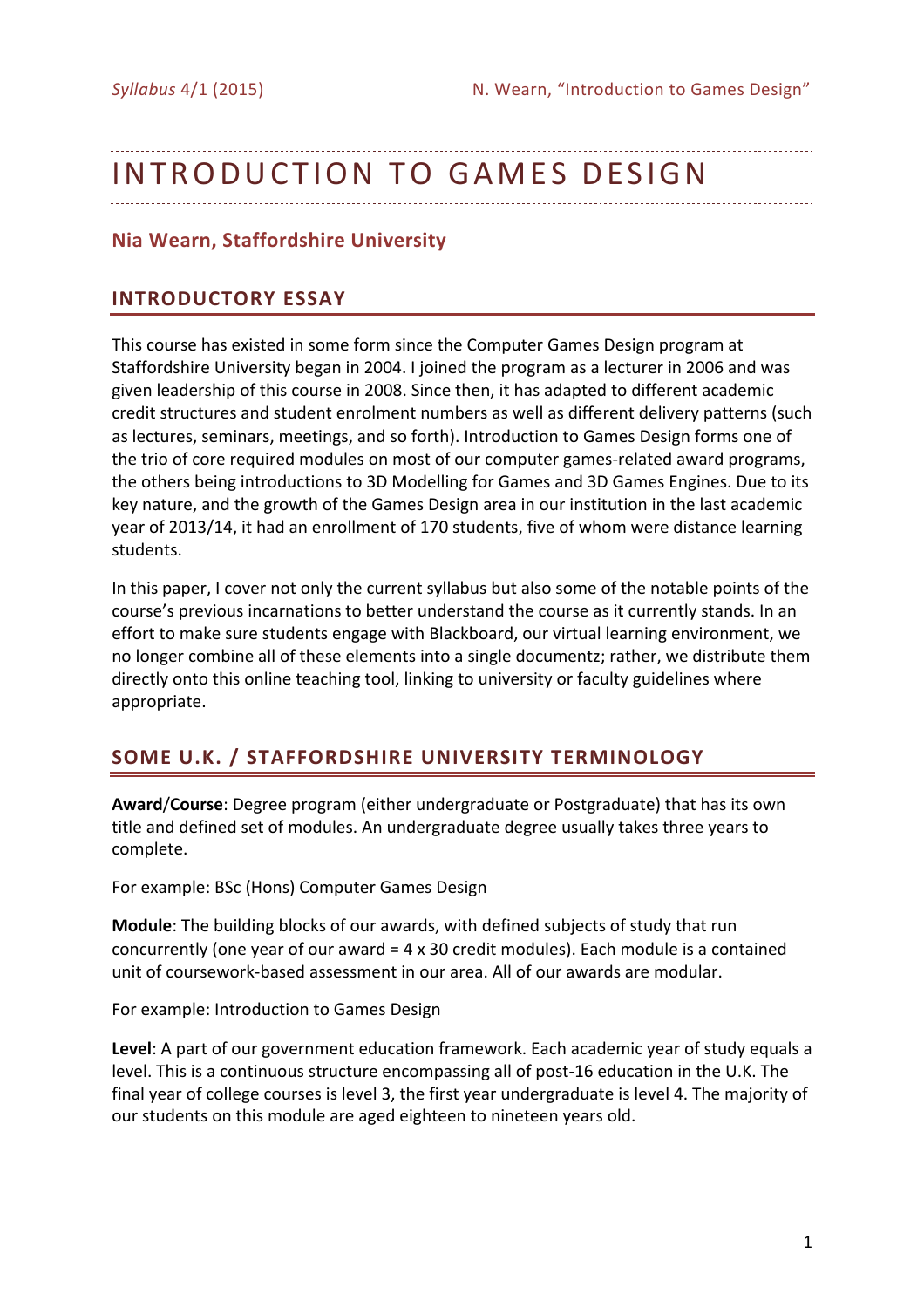# INTRODUCTION TO GAMES DESIGN

**Nia Wearn, Staffordshire University**

## INTRODUCTORY ESSAY

This course has existed in some form since the Computer Games Design program at Staffordshire University began in 2004. I joined the program as a lecturer in 2006 and was given leadership of this course in 2008. Since then, it has adapted to different academic credit structures and student enrolment numbers as well as different delivery patterns (such as lectures, seminars, meetings, and so forth). Introduction to Games Design forms one of the trio of core required modules on most of our computer games-related award programs, the others being introductions to 3D Modelling for Games and 3D Games Engines. Due to its key nature, and the growth of the Games Design area in our institution in the last academic year of 2013/14, it had an enrollment of 170 students, five of whom were distance learning students.

In this paper, I cover not only the current syllabus but also some of the notable points of the course's previous incarnations to better understand the course as it currently stands. In an effort to make sure students engage with Blackboard, our virtual learning environment, we no longer combine all of these elements into a single documentz; rather, we distribute them directly onto this online teaching tool, linking to university or faculty guidelines where appropriate.

## SOME U.K. / STAFFORDSHIRE UNIVERSITY TERMINOLOGY

**Award**/**Course**: Degree program (either undergraduate or Postgraduate) that has its own title and defined set of modules. An undergraduate degree usually takes three years to complete.

For example: BSc (Hons) Computer Games Design

**Module**: The building blocks of our awards, with defined subjects of study that run concurrently (one year of our award = 4 x 30 credit modules). Each module is a contained unit of coursework-based assessment in our area. All of our awards are modular.

For example: Introduction to Games Design

**Level**: A part of our government education framework. Each academic year of study equals a level. This is a continuous structure encompassing all of post-16 education in the U.K. The final year of college courses is level 3, the first year undergraduate is level 4. The majority of our students on this module are aged eighteen to nineteen years old.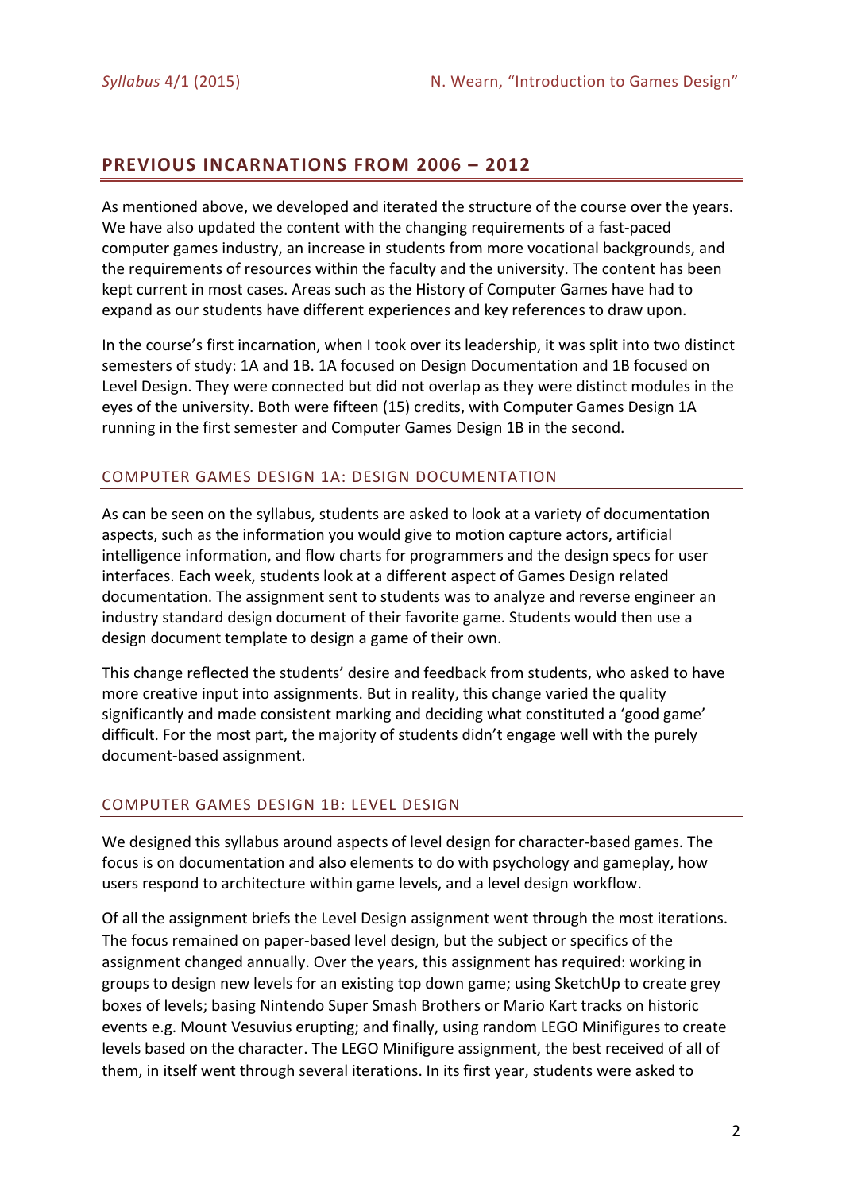## PREVIOUS INCARNATIONS FROM 2006 – 2012

As mentioned above, we developed and iterated the structure of the course over the years. We have also updated the content with the changing requirements of a fast-paced computer games industry, an increase in students from more vocational backgrounds, and the requirements of resources within the faculty and the university. The content has been kept current in most cases. Areas such as the History of Computer Games have had to expand as our students have different experiences and key references to draw upon.

In the course's first incarnation, when I took over its leadership, it was split into two distinct semesters of study: 1A and 1B. 1A focused on Design Documentation and 1B focused on Level Design. They were connected but did not overlap as they were distinct modules in the eyes of the university. Both were fifteen (15) credits, with Computer Games Design 1A running in the first semester and Computer Games Design 1B in the second.

### COMPUTER GAMES DESIGN 1A: DESIGN DOCUMENTATION

As can be seen on the syllabus, students are asked to look at a variety of documentation aspects, such as the information you would give to motion capture actors, artificial intelligence information, and flow charts for programmers and the design specs for user interfaces. Each week, students look at a different aspect of Games Design related documentation. The assignment sent to students was to analyze and reverse engineer an industry standard design document of their favorite game. Students would then use a design document template to design a game of their own.

This change reflected the students' desire and feedback from students, who asked to have more creative input into assignments. But in reality, this change varied the quality significantly and made consistent marking and deciding what constituted a 'good game' difficult. For the most part, the majority of students didn't engage well with the purely document-based assignment.

### COMPUTER GAMES DESIGN 1B: LEVEL DESIGN

We designed this syllabus around aspects of level design for character-based games. The focus is on documentation and also elements to do with psychology and gameplay, how users respond to architecture within game levels, and a level design workflow.

Of all the assignment briefs the Level Design assignment went through the most iterations. The focus remained on paper-based level design, but the subject or specifics of the assignment changed annually. Over the years, this assignment has required: working in groups to design new levels for an existing top down game; using SketchUp to create grey boxes of levels; basing Nintendo Super Smash Brothers or Mario Kart tracks on historic events e.g. Mount Vesuvius erupting; and finally, using random LEGO Minifigures to create levels based on the character. The LEGO Minifigure assignment, the best received of all of them, in itself went through several iterations. In its first year, students were asked to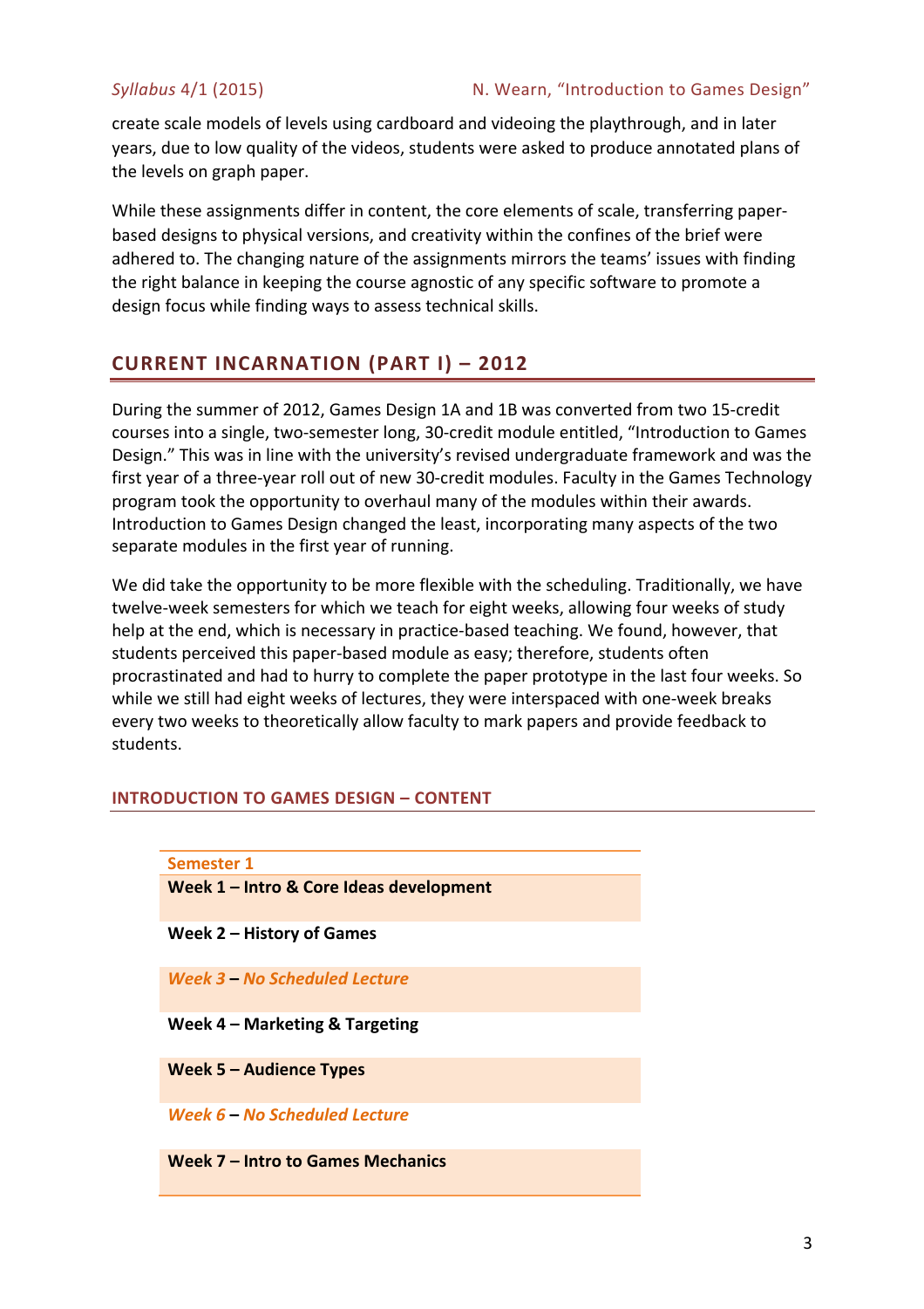create scale models of levels using cardboard and videoing the playthrough, and in later years, due to low quality of the videos, students were asked to produce annotated plans of the levels on graph paper.

While these assignments differ in content, the core elements of scale, transferring paper-based designs to physical versions, and creativity within the confines of the brief were adhered to. The changing nature of the assignments mirrors the teams' issues with finding the right balance in keeping the course agnostic of any specific software to promote a design focus while finding ways to assess technical skills.

## CURRENT INCARNATION (PART I) – 2012

During the summer of 2012, Games Design 1A and 1B was converted from two 15-credit courses into a single, two-semester long, 30-credit module entitled, "Introduction to Games Design." This was in line with the university's revised undergraduate framework and was the first year of a three-year roll out of new 30-credit modules. Faculty in the Games Technology program took the opportunity to overhaul many of the modules within their awards. Introduction to Games Design changed the least, incorporating many aspects of the two separate modules in the first year of running.

We did take the opportunity to be more flexible with the scheduling. Traditionally, we have twelve-week semesters for which we teach for eight weeks, allowing four weeks of study help at the end, which is necessary in practice-based teaching. We found, however, that students perceived this paper-based module as easy; therefore, students often procrastinated and had to hurry to complete the paper prototype in the last four weeks. So while we still had eight weeks of lectures, they were interspaced with one-week breaks every two weeks to theoretically allow faculty to mark papers and provide feedback to students.

### INTRODUCTION TO GAMES DESIGN – CONTENT

| Semester 1 |
| --- |
| **Week 1 – Intro & Core Ideas development** |
| **Week 2 – History of Games** |
| ***Week 3 – No Scheduled Lecture*** |
| **Week 4 – Marketing & Targeting** |
| **Week 5 – Audience Types** |
| ***Week 6 – No Scheduled Lecture*** |
| **Week 7 – Intro to Games Mechanics** |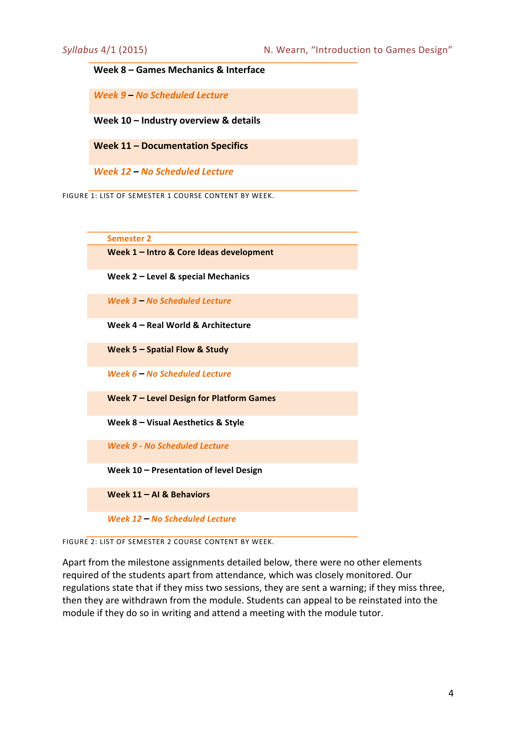**Week 8 – Games Mechanics & Interface**

***Week 9 – No Scheduled Lecture***

**Week 10 – Industry overview & details**

**Week 11 – Documentation Specifics**

***Week 12 – No Scheduled Lecture***

FIGURE 1: LIST OF SEMESTER 1 COURSE CONTENT BY WEEK.

**Semester 2**

**Week 1 – Intro & Core Ideas development**

**Week 2 – Level & special Mechanics**

***Week 3 – No Scheduled Lecture***

**Week 4 – Real World & Architecture**

**Week 5 – Spatial Flow & Study**

***Week 6 – No Scheduled Lecture***

**Week 7 – Level Design for Platform Games**

**Week 8 – Visual Aesthetics & Style**

***Week 9 - No Scheduled Lecture***

**Week 10 – Presentation of level Design**

**Week 11 – AI & Behaviors**

***Week 12 – No Scheduled Lecture***

FIGURE 2: LIST OF SEMESTER 2 COURSE CONTENT BY WEEK.

Apart from the milestone assignments detailed below, there were no other elements required of the students apart from attendance, which was closely monitored. Our regulations state that if they miss two sessions, they are sent a warning; if they miss three, then they are withdrawn from the module. Students can appeal to be reinstated into the module if they do so in writing and attend a meeting with the module tutor.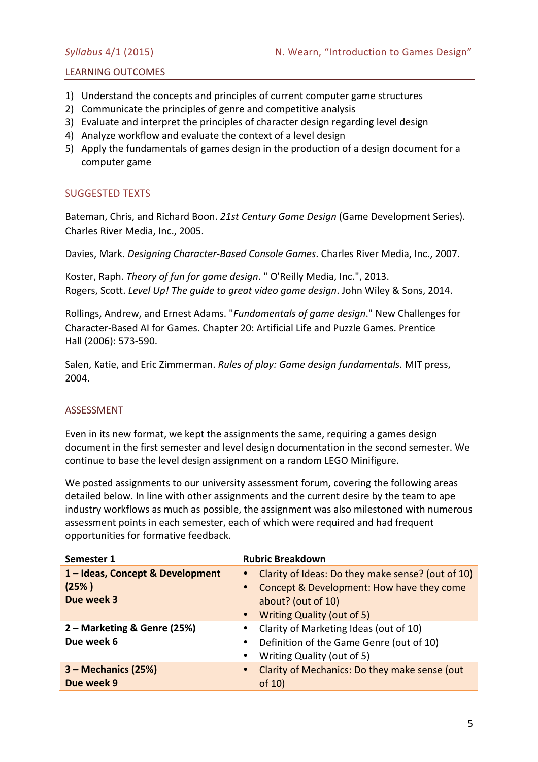## LEARNING OUTCOMES

1) Understand the concepts and principles of current computer game structures
2) Communicate the principles of genre and competitive analysis
3) Evaluate and interpret the principles of character design regarding level design
4) Analyze workflow and evaluate the context of a level design
5) Apply the fundamentals of games design in the production of a design document for a computer game

## SUGGESTED TEXTS

Bateman, Chris, and Richard Boon. *21st Century Game Design* (Game Development Series). Charles River Media, Inc., 2005.

Davies, Mark. *Designing Character-Based Console Games*. Charles River Media, Inc., 2007.

Koster, Raph. *Theory of fun for game design*. " O'Reilly Media, Inc.", 2013.
Rogers, Scott. *Level Up! The guide to great video game design*. John Wiley & Sons, 2014.

Rollings, Andrew, and Ernest Adams. "*Fundamentals of game design*." New Challenges for Character-Based AI for Games. Chapter 20: Artificial Life and Puzzle Games. Prentice Hall (2006): 573-590.

Salen, Katie, and Eric Zimmerman. *Rules of play: Game design fundamentals*. MIT press, 2004.

## ASSESSMENT

Even in its new format, we kept the assignments the same, requiring a games design document in the first semester and level design documentation in the second semester. We continue to base the level design assignment on a random LEGO Minifigure.

We posted assignments to our university assessment forum, covering the following areas detailed below. In line with other assignments and the current desire by the team to ape industry workflows as much as possible, the assignment was also milestoned with numerous assessment points in each semester, each of which were required and had frequent opportunities for formative feedback.

| Semester 1 | Rubric Breakdown |
|---|---|
| **1 – Ideas, Concept & Development (25% )**<br>**Due week 3** | • Clarity of Ideas: Do they make sense? (out of 10)<br>• Concept & Development: How have they come about? (out of 10)<br>• Writing Quality (out of 5) |
| **2 – Marketing & Genre (25%)**<br>**Due week 6** | • Clarity of Marketing Ideas (out of 10)<br>• Definition of the Game Genre (out of 10)<br>• Writing Quality (out of 5) |
| **3 – Mechanics (25%)**<br>**Due week 9** | • Clarity of Mechanics: Do they make sense (out of 10) |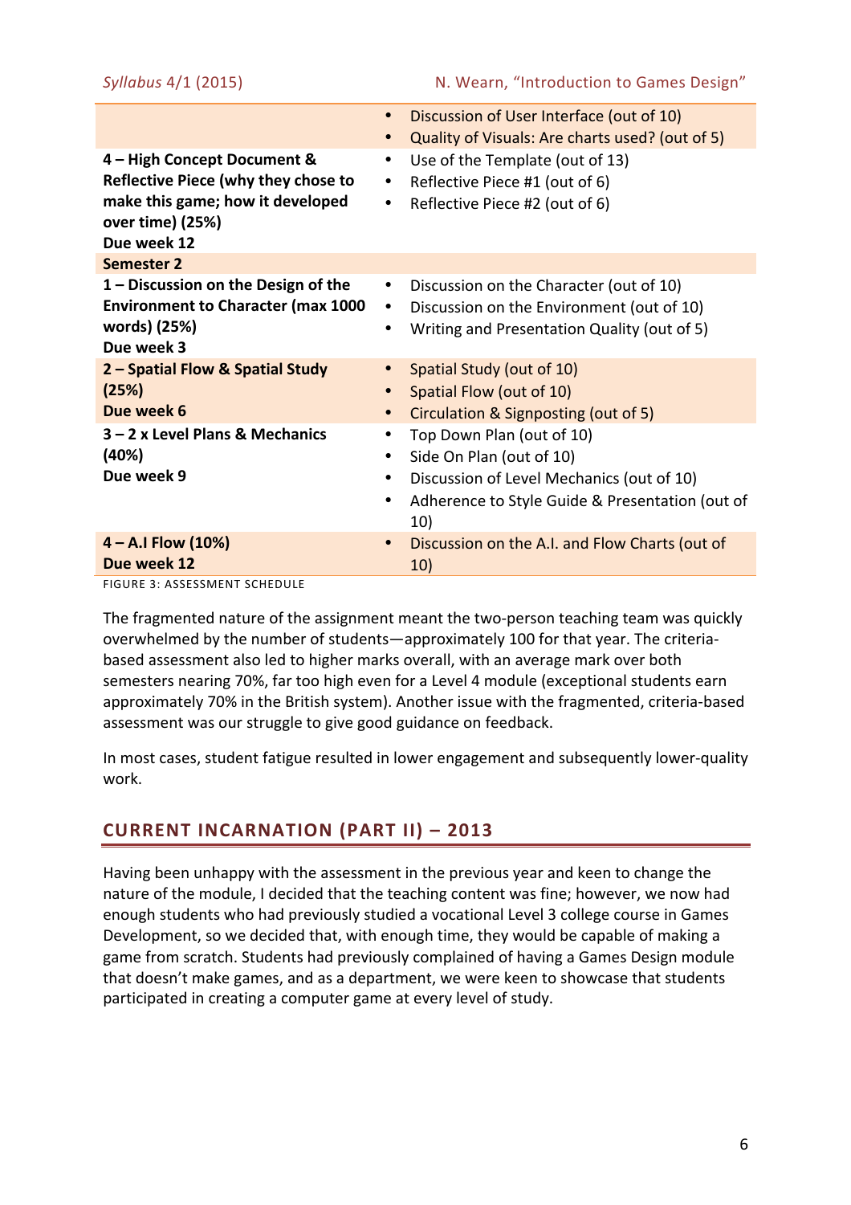| | |
|---|---|
| | • Discussion of User Interface (out of 10)<br>• Quality of Visuals: Are charts used? (out of 5) |
| **4 – High Concept Document & Reflective Piece (why they chose to make this game; how it developed over time) (25%)**<br>**Due week 12** | • Use of the Template (out of 13)<br>• Reflective Piece #1 (out of 6)<br>• Reflective Piece #2 (out of 6) |
| **Semester 2** | |
| **1 – Discussion on the Design of the Environment to Character (max 1000 words) (25%)**<br>**Due week 3** | • Discussion on the Character (out of 10)<br>• Discussion on the Environment (out of 10)<br>• Writing and Presentation Quality (out of 5) |
| **2 – Spatial Flow & Spatial Study (25%)**<br>**Due week 6** | • Spatial Study (out of 10)<br>• Spatial Flow (out of 10)<br>• Circulation & Signposting (out of 5) |
| **3 – 2 x Level Plans & Mechanics (40%)**<br>**Due week 9** | • Top Down Plan (out of 10)<br>• Side On Plan (out of 10)<br>• Discussion of Level Mechanics (out of 10)<br>• Adherence to Style Guide & Presentation (out of 10) |
| **4 – A.I Flow (10%)**<br>**Due week 12** | • Discussion on the A.I. and Flow Charts (out of 10) |

FIGURE 3: ASSESSMENT SCHEDULE

The fragmented nature of the assignment meant the two-person teaching team was quickly overwhelmed by the number of students—approximately 100 for that year. The criteria-based assessment also led to higher marks overall, with an average mark over both semesters nearing 70%, far too high even for a Level 4 module (exceptional students earn approximately 70% in the British system). Another issue with the fragmented, criteria-based assessment was our struggle to give good guidance on feedback.

In most cases, student fatigue resulted in lower engagement and subsequently lower-quality work.

## CURRENT INCARNATION (PART II) – 2013

Having been unhappy with the assessment in the previous year and keen to change the nature of the module, I decided that the teaching content was fine; however, we now had enough students who had previously studied a vocational Level 3 college course in Games Development, so we decided that, with enough time, they would be capable of making a game from scratch. Students had previously complained of having a Games Design module that doesn't make games, and as a department, we were keen to showcase that students participated in creating a computer game at every level of study.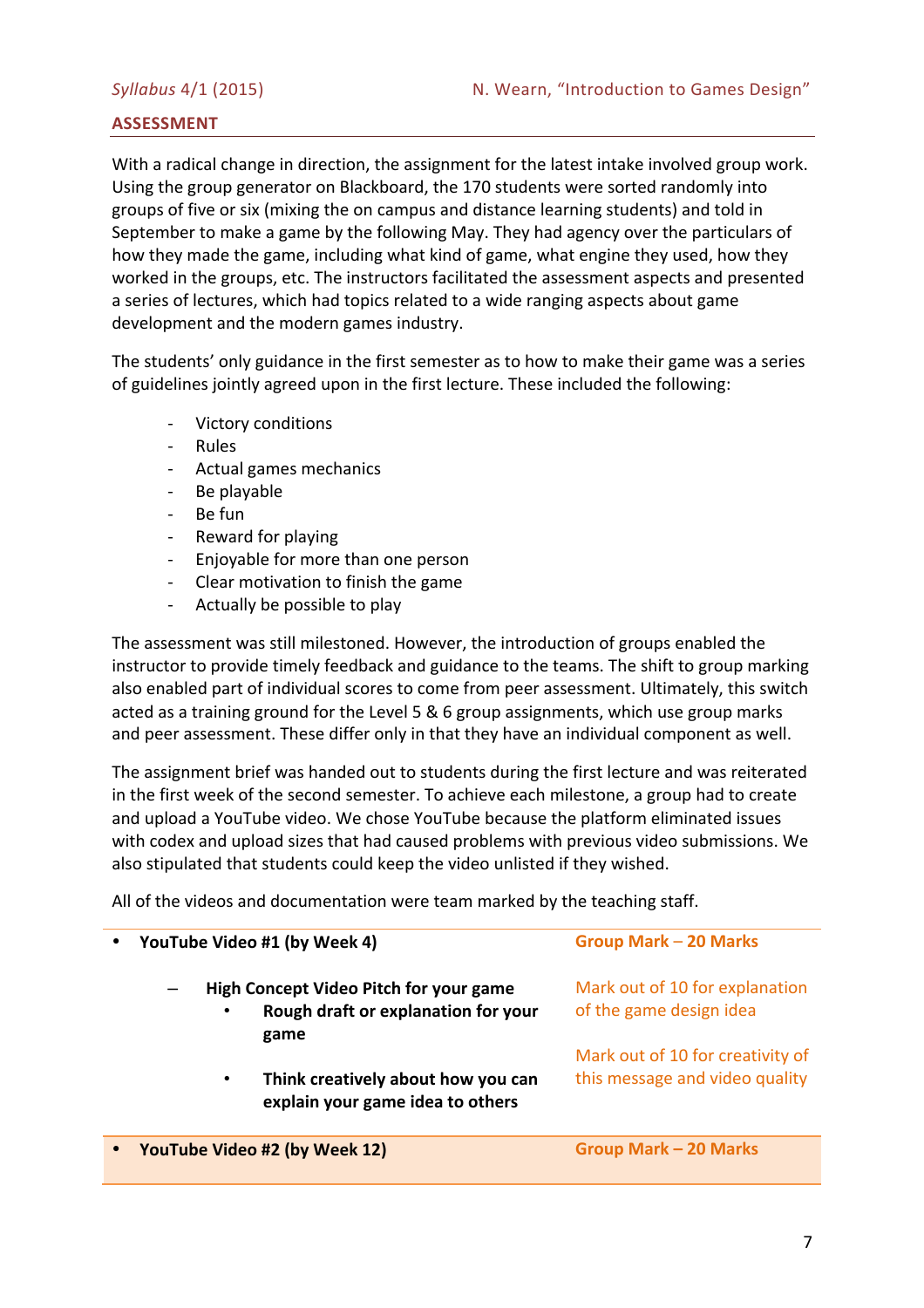## ASSESSMENT

With a radical change in direction, the assignment for the latest intake involved group work. Using the group generator on Blackboard, the 170 students were sorted randomly into groups of five or six (mixing the on campus and distance learning students) and told in September to make a game by the following May. They had agency over the particulars of how they made the game, including what kind of game, what engine they used, how they worked in the groups, etc. The instructors facilitated the assessment aspects and presented a series of lectures, which had topics related to a wide ranging aspects about game development and the modern games industry.

The students' only guidance in the first semester as to how to make their game was a series of guidelines jointly agreed upon in the first lecture. These included the following:

- Victory conditions
- Rules
- Actual games mechanics
- Be playable
- Be fun
- Reward for playing
- Enjoyable for more than one person
- Clear motivation to finish the game
- Actually be possible to play

The assessment was still milestoned. However, the introduction of groups enabled the instructor to provide timely feedback and guidance to the teams. The shift to group marking also enabled part of individual scores to come from peer assessment. Ultimately, this switch acted as a training ground for the Level 5 & 6 group assignments, which use group marks and peer assessment. These differ only in that they have an individual component as well.

The assignment brief was handed out to students during the first lecture and was reiterated in the first week of the second semester. To achieve each milestone, a group had to create and upload a YouTube video. We chose YouTube because the platform eliminated issues with codex and upload sizes that had caused problems with previous video submissions. We also stipulated that students could keep the video unlisted if they wished.

All of the videos and documentation were team marked by the teaching staff.

| | |
|---|---|
| • **YouTube Video #1 (by Week 4)** | Group Mark – 20 Marks |
| – **High Concept Video Pitch for your game**<br>• **Rough draft or explanation for your game**<br>• **Think creatively about how you can explain your game idea to others** | Mark out of 10 for explanation of the game design idea<br><br>Mark out of 10 for creativity of this message and video quality |
| • **YouTube Video #2 (by Week 12)** | Group Mark – 20 Marks |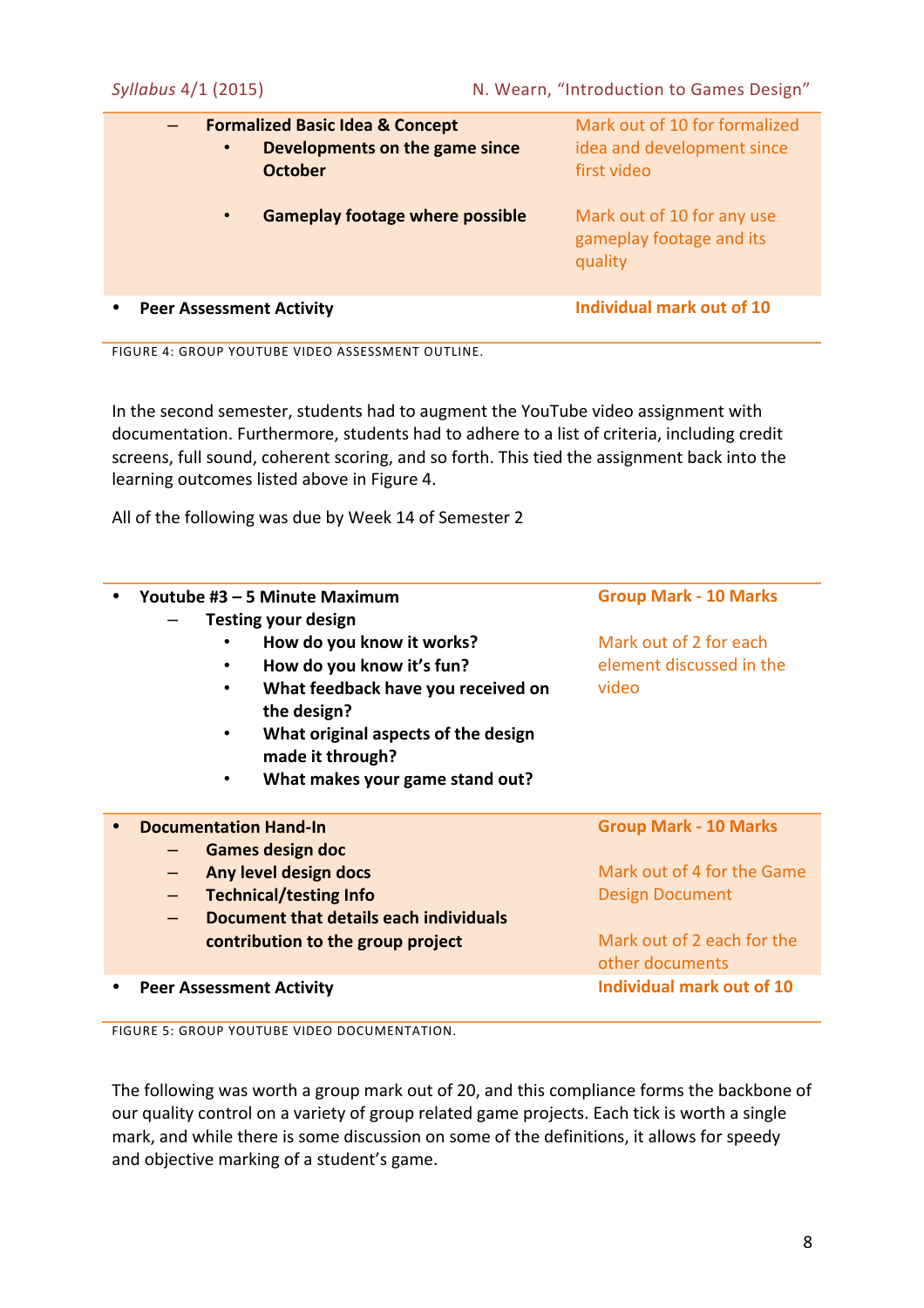| | |
|---|---|
| – **Formalized Basic Idea & Concept**<br>  • **Developments on the game since October** | Mark out of 10 for formalized idea and development since first video |
|   • **Gameplay footage where possible** | Mark out of 10 for any use gameplay footage and its quality |
| • **Peer Assessment Activity** | **Individual mark out of 10** |

FIGURE 4: GROUP YOUTUBE VIDEO ASSESSMENT OUTLINE.

In the second semester, students had to augment the YouTube video assignment with documentation. Furthermore, students had to adhere to a list of criteria, including credit screens, full sound, coherent scoring, and so forth. This tied the assignment back into the learning outcomes listed above in Figure 4.

All of the following was due by Week 14 of Semester 2

| | |
|---|---|
| • **Youtube #3 – 5 Minute Maximum**<br>  – **Testing your design**<br>    • **How do you know it works?**<br>    • **How do you know it's fun?**<br>    • **What feedback have you received on the design?**<br>    • **What original aspects of the design made it through?**<br>    • **What makes your game stand out?** | **Group Mark - 10 Marks**<br><br>Mark out of 2 for each element discussed in the video |
| • **Documentation Hand-In**<br>  – **Games design doc**<br>  – **Any level design docs**<br>  – **Technical/testing Info**<br>  – **Document that details each individuals contribution to the group project** | **Group Mark - 10 Marks**<br><br>Mark out of 4 for the Game Design Document<br><br>Mark out of 2 each for the other documents |
| • **Peer Assessment Activity** | **Individual mark out of 10** |

FIGURE 5: GROUP YOUTUBE VIDEO DOCUMENTATION.

The following was worth a group mark out of 20, and this compliance forms the backbone of our quality control on a variety of group related game projects. Each tick is worth a single mark, and while there is some discussion on some of the definitions, it allows for speedy and objective marking of a student's game.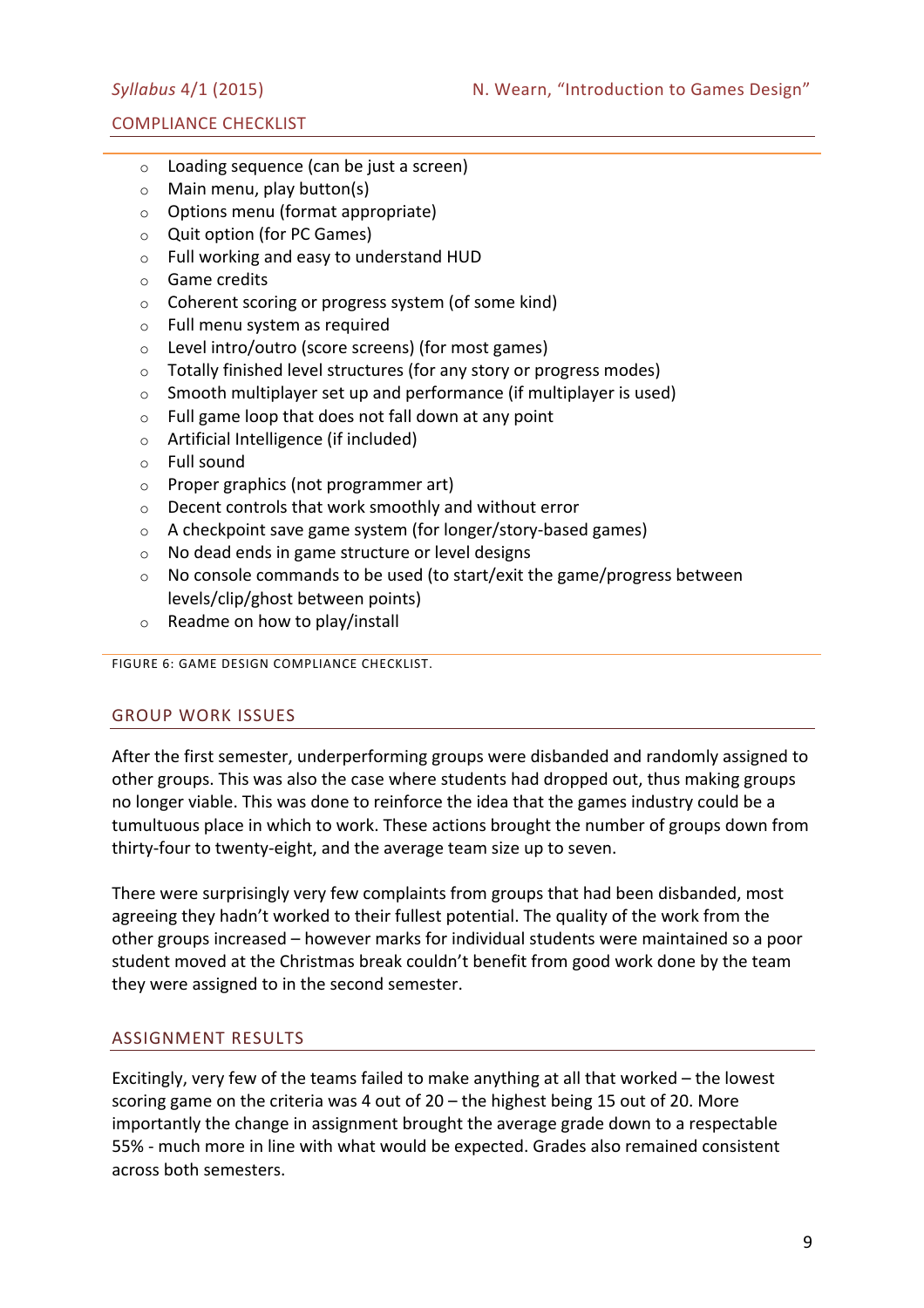## COMPLIANCE CHECKLIST

- Loading sequence (can be just a screen)
- Main menu, play button(s)
- Options menu (format appropriate)
- Quit option (for PC Games)
- Full working and easy to understand HUD
- Game credits
- Coherent scoring or progress system (of some kind)
- Full menu system as required
- Level intro/outro (score screens) (for most games)
- Totally finished level structures (for any story or progress modes)
- Smooth multiplayer set up and performance (if multiplayer is used)
- Full game loop that does not fall down at any point
- Artificial Intelligence (if included)
- Full sound
- Proper graphics (not programmer art)
- Decent controls that work smoothly and without error
- A checkpoint save game system (for longer/story-based games)
- No dead ends in game structure or level designs
- No console commands to be used (to start/exit the game/progress between levels/clip/ghost between points)
- Readme on how to play/install

FIGURE 6: GAME DESIGN COMPLIANCE CHECKLIST.

## GROUP WORK ISSUES

After the first semester, underperforming groups were disbanded and randomly assigned to other groups. This was also the case where students had dropped out, thus making groups no longer viable. This was done to reinforce the idea that the games industry could be a tumultuous place in which to work. These actions brought the number of groups down from thirty-four to twenty-eight, and the average team size up to seven.

There were surprisingly very few complaints from groups that had been disbanded, most agreeing they hadn't worked to their fullest potential. The quality of the work from the other groups increased – however marks for individual students were maintained so a poor student moved at the Christmas break couldn't benefit from good work done by the team they were assigned to in the second semester.

## ASSIGNMENT RESULTS

Excitingly, very few of the teams failed to make anything at all that worked – the lowest scoring game on the criteria was 4 out of 20 – the highest being 15 out of 20. More importantly the change in assignment brought the average grade down to a respectable 55% - much more in line with what would be expected. Grades also remained consistent across both semesters.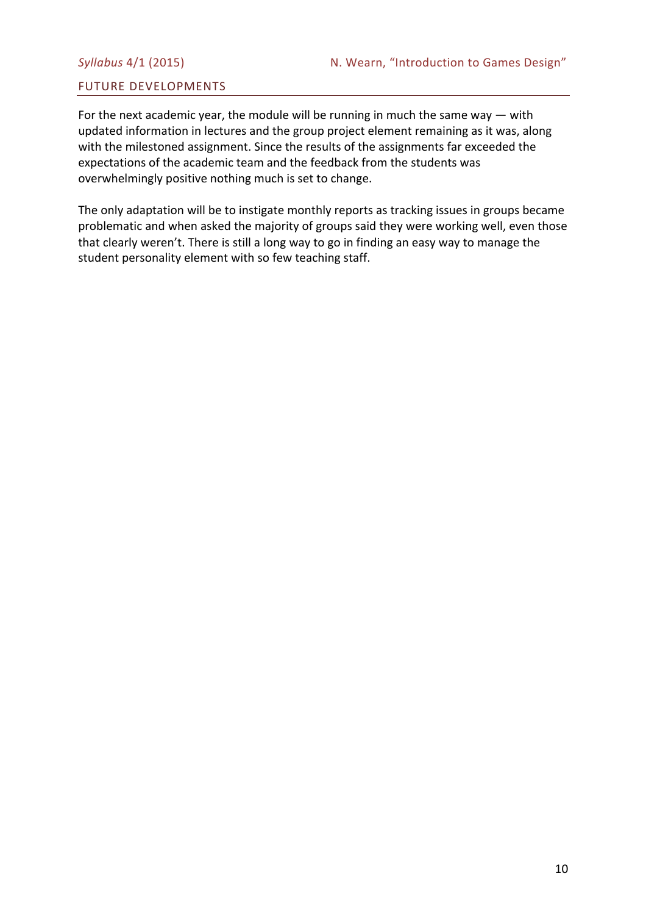## FUTURE DEVELOPMENTS

For the next academic year, the module will be running in much the same way — with updated information in lectures and the group project element remaining as it was, along with the milestoned assignment. Since the results of the assignments far exceeded the expectations of the academic team and the feedback from the students was overwhelmingly positive nothing much is set to change.

The only adaptation will be to instigate monthly reports as tracking issues in groups became problematic and when asked the majority of groups said they were working well, even those that clearly weren't. There is still a long way to go in finding an easy way to manage the student personality element with so few teaching staff.